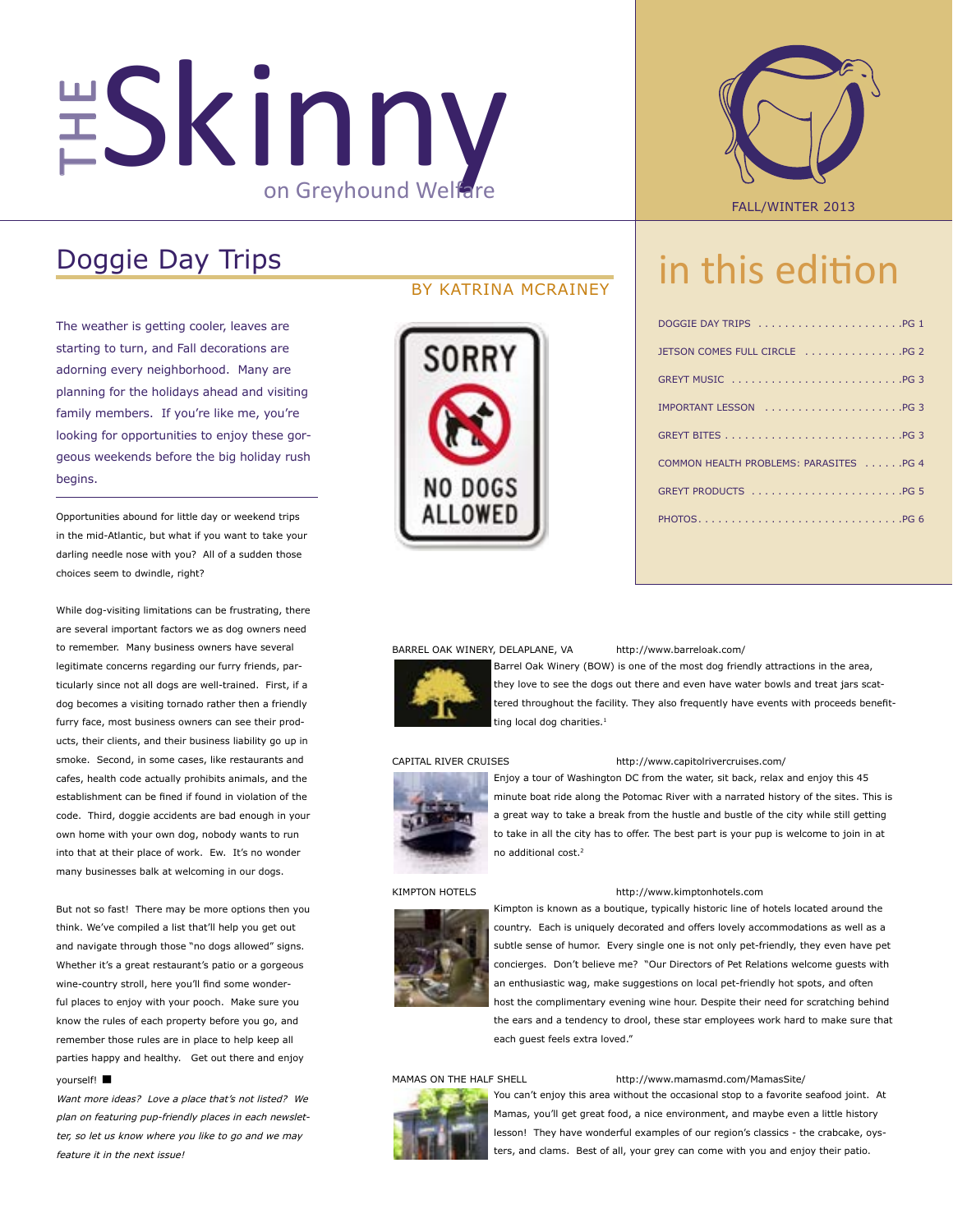# THE Skinny on Greyhound Welfare

FALL/WINTER 2013

## in this edition

- DOGGIE DAY TRIPS .....PG 1
- JETSON COMES FULL CIRCLE .....PG 2
- GREYT MUSIC .....PG 3
- IMPORTANT LESSON .....PG 3
- GREYT BITES .....PG 3
- COMMON HEALTH PROBLEMS: PARASITES .....PG 4
- GREYT PRODUCTS .....PG 5
- PHOTOS .....PG 6

## Doggie Day Trips

BY KATRINA MCRAINEY

The weather is getting cooler, leaves are starting to turn, and Fall decorations are adorning every neighborhood. Many are planning for the holidays ahead and visiting family members. If you're like me, you're looking for opportunities to enjoy these gorgeous weekends before the big holiday rush begins.

Opportunities abound for little day or weekend trips in the mid-Atlantic, but what if you want to take your darling needle nose with you? All of a sudden those choices seem to dwindle, right?

While dog-visiting limitations can be frustrating, there are several important factors we as dog owners need to remember. Many business owners have several legitimate concerns regarding our furry friends, particularly since not all dogs are well-trained. First, if a dog becomes a visiting tornado rather then a friendly furry face, most business owners can see their products, their clients, and their business liability go up in smoke. Second, in some cases, like restaurants and cafes, health code actually prohibits animals, and the establishment can be fined if found in violation of the code. Third, doggie accidents are bad enough in your own home with your own dog, nobody wants to run into that at their place of work. Ew. It's no wonder many businesses balk at welcoming in our dogs.

But not so fast! There may be more options then you think. We've compiled a list that'll help you get out and navigate through those "no dogs allowed" signs. Whether it's a great restaurant's patio or a gorgeous wine-country stroll, here you'll find some wonderful places to enjoy with your pooch. Make sure you know the rules of each property before you go, and remember those rules are in place to help keep all parties happy and healthy. Get out there and enjoy yourself! ■

*Want more ideas? Love a place that's not listed? We plan on featuring pup-friendly places in each newsletter, so let us know where you like to go and we may feature it in the next issue!*

SORRY NO DOGS ALLOWED

BARREL OAK WINERY, DELAPLANE, VA http://www.barreloak.com/

Barrel Oak Winery (BOW) is one of the most dog friendly attractions in the area, they love to see the dogs out there and even have water bowls and treat jars scattered throughout the facility. They also frequently have events with proceeds benefitting local dog charities.[1]

CAPITAL RIVER CRUISES http://www.capitolrivercruises.com/

Enjoy a tour of Washington DC from the water, sit back, relax and enjoy this 45 minute boat ride along the Potomac River with a narrated history of the sites. This is a great way to take a break from the hustle and bustle of the city while still getting to take in all the city has to offer. The best part is your pup is welcome to join in at no additional cost.[2]

KIMPTON HOTELS http://www.kimptonhotels.com

Kimpton is known as a boutique, typically historic line of hotels located around the country. Each is uniquely decorated and offers lovely accommodations as well as a subtle sense of humor. Every single one is not only pet-friendly, they even have pet concierges. Don't believe me? "Our Directors of Pet Relations welcome guests with an enthusiastic wag, make suggestions on local pet-friendly hot spots, and often host the complimentary evening wine hour. Despite their need for scratching behind the ears and a tendency to drool, these star employees work hard to make sure that each guest feels extra loved."

MAMAS ON THE HALF SHELL http://www.mamasmd.com/MamasSite/

You can't enjoy this area without the occasional stop to a favorite seafood joint. At Mamas, you'll get great food, a nice environment, and maybe even a little history lesson! They have wonderful examples of our region's classics - the crabcake, oysters, and clams. Best of all, your grey can come with you and enjoy their patio.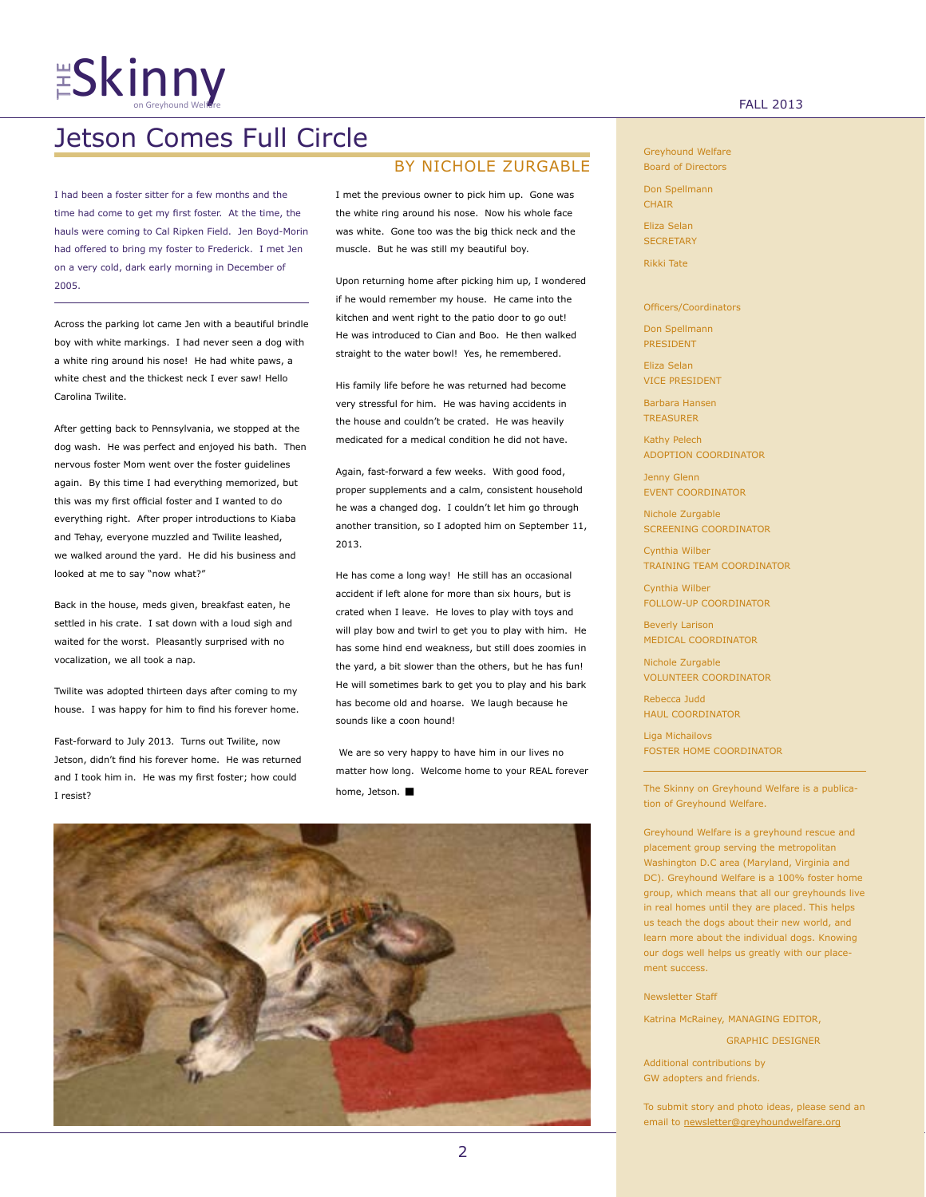# Jetson Comes Full Circle

## BY NICHOLE ZURGABLE

I had been a foster sitter for a few months and the time had come to get my first foster. At the time, the hauls were coming to Cal Ripken Field. Jen Boyd-Morin had offered to bring my foster to Frederick. I met Jen on a very cold, dark early morning in December of 2005.

Across the parking lot came Jen with a beautiful brindle boy with white markings. I had never seen a dog with a white ring around his nose! He had white paws, a white chest and the thickest neck I ever saw! Hello Carolina Twilite.

After getting back to Pennsylvania, we stopped at the dog wash. He was perfect and enjoyed his bath. Then nervous foster Mom went over the foster guidelines again. By this time I had everything memorized, but this was my first official foster and I wanted to do everything right. After proper introductions to Kiaba and Tehay, everyone muzzled and Twilite leashed, we walked around the yard. He did his business and looked at me to say "now what?"

Back in the house, meds given, breakfast eaten, he settled in his crate. I sat down with a loud sigh and waited for the worst. Pleasantly surprised with no vocalization, we all took a nap.

Twilite was adopted thirteen days after coming to my house. I was happy for him to find his forever home.

Fast-forward to July 2013. Turns out Twilite, now Jetson, didn't find his forever home. He was returned and I took him in. He was my first foster; how could I resist?

I met the previous owner to pick him up. Gone was the white ring around his nose. Now his whole face was white. Gone too was the big thick neck and the muscle. But he was still my beautiful boy.

Upon returning home after picking him up, I wondered if he would remember my house. He came into the kitchen and went right to the patio door to go out! He was introduced to Cian and Boo. He then walked straight to the water bowl! Yes, he remembered.

His family life before he was returned had become very stressful for him. He was having accidents in the house and couldn't be crated. He was heavily medicated for a medical condition he did not have.

Again, fast-forward a few weeks. With good food, proper supplements and a calm, consistent household he was a changed dog. I couldn't let him go through another transition, so I adopted him on September 11, 2013.

He has come a long way! He still has an occasional accident if left alone for more than six hours, but is crated when I leave. He loves to play with toys and will play bow and twirl to get you to play with him. He has some hind end weakness, but still does zoomies in the yard, a bit slower than the others, but he has fun! He will sometimes bark to get you to play and his bark has become old and hoarse. We laugh because he sounds like a coon hound!

We are so very happy to have him in our lives no matter how long. Welcome home to your REAL forever home, Jetson. ■

---

Greyhound Welfare Board of Directors

Don Spellmann
CHAIR

Eliza Selan
SECRETARY

Rikki Tate

Officers/Coordinators

Don Spellmann
PRESIDENT

Eliza Selan
VICE PRESIDENT

Barbara Hansen
TREASURER

Kathy Pelech
ADOPTION COORDINATOR

Jenny Glenn
EVENT COORDINATOR

Nichole Zurgable
SCREENING COORDINATOR

Cynthia Wilber
TRAINING TEAM COORDINATOR

Cynthia Wilber
FOLLOW-UP COORDINATOR

Beverly Larison
MEDICAL COORDINATOR

Nichole Zurgable
VOLUNTEER COORDINATOR

Rebecca Judd
HAUL COORDINATOR

Liga Michailovs
FOSTER HOME COORDINATOR

---

The Skinny on Greyhound Welfare is a publication of Greyhound Welfare.

Greyhound Welfare is a greyhound rescue and placement group serving the metropolitan Washington D.C area (Maryland, Virginia and DC). Greyhound Welfare is a 100% foster home group, which means that all our greyhounds live in real homes until they are placed. This helps us teach the dogs about their new world, and learn more about the individual dogs. Knowing our dogs well helps us greatly with our placement success.

Newsletter Staff

Katrina McRainey, MANAGING EDITOR, GRAPHIC DESIGNER

Additional contributions by GW adopters and friends.

To submit story and photo ideas, please send an email to newsletter@greyhoundwelfare.org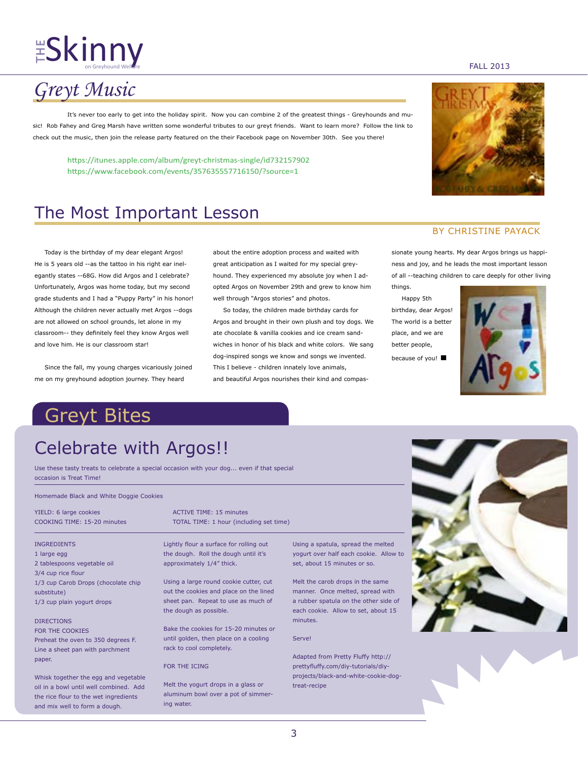# Greyt Music

It's never too early to get into the holiday spirit. Now you can combine 2 of the greatest things - Greyhounds and music! Rob Fahey and Greg Marsh have written some wonderful tributes to our greyt friends. Want to learn more? Follow the link to check out the music, then join the release party featured on the their Facebook page on November 30th. See you there!

https://itunes.apple.com/album/greyt-christmas-single/id732157902
https://www.facebook.com/events/357635557716150/?source=1

# The Most Important Lesson

BY CHRISTINE PAYACK

Today is the birthday of my dear elegant Argos! He is 5 years old --as the tattoo in his right ear inelegantly states --68G. How did Argos and I celebrate? Unfortunately, Argos was home today, but my second grade students and I had a "Puppy Party" in his honor! Although the children never actually met Argos --dogs are not allowed on school grounds, let alone in my classroom-- they definitely feel they know Argos well and love him. He is our classroom star!

Since the fall, my young charges vicariously joined me on my greyhound adoption journey. They heard about the entire adoption process and waited with great anticipation as I waited for my special greyhound. They experienced my absolute joy when I adopted Argos on November 29th and grew to know him well through "Argos stories" and photos.

So today, the children made birthday cards for Argos and brought in their own plush and toy dogs. We ate chocolate & vanilla cookies and ice cream sandwiches in honor of his black and white colors. We sang dog-inspired songs we know and songs we invented. This I believe - children innately love animals, and beautiful Argos nourishes their kind and compassionate young hearts. My dear Argos brings us happiness and joy, and he leads the most important lesson of all --teaching children to care deeply for other living things.

Happy 5th birthday, dear Argos! The world is a better place, and we are better people, because of you! ■

# Greyt Bites

## Celebrate with Argos!!

Use these tasty treats to celebrate a special occasion with your dog... even if that special occasion is Treat Time!

Homemade Black and White Doggie Cookies

YIELD: 6 large cookies
COOKING TIME: 15-20 minutes
ACTIVE TIME: 15 minutes
TOTAL TIME: 1 hour (including set time)

INGREDIENTS
1 large egg
2 tablespoons vegetable oil
3/4 cup rice flour
1/3 cup Carob Drops (chocolate chip substitute)
1/3 cup plain yogurt drops

DIRECTIONS
FOR THE COOKIES
Preheat the oven to 350 degrees F. Line a sheet pan with parchment paper.

Whisk together the egg and vegetable oil in a bowl until well combined. Add the rice flour to the wet ingredients and mix well to form a dough.

Lightly flour a surface for rolling out the dough. Roll the dough until it's approximately 1/4" thick.

Using a large round cookie cutter, cut out the cookies and place on the lined sheet pan. Repeat to use as much of the dough as possible.

Bake the cookies for 15-20 minutes or until golden, then place on a cooling rack to cool completely.

FOR THE ICING

Melt the yogurt drops in a glass or aluminum bowl over a pot of simmering water.

Using a spatula, spread the melted yogurt over half each cookie. Allow to set, about 15 minutes or so.

Melt the carob drops in the same manner. Once melted, spread with a rubber spatula on the other side of each cookie. Allow to set, about 15 minutes.

Serve!

Adapted from Pretty Fluffy http://prettyfluffy.com/diy-tutorials/diy-projects/black-and-white-cookie-dog-treat-recipe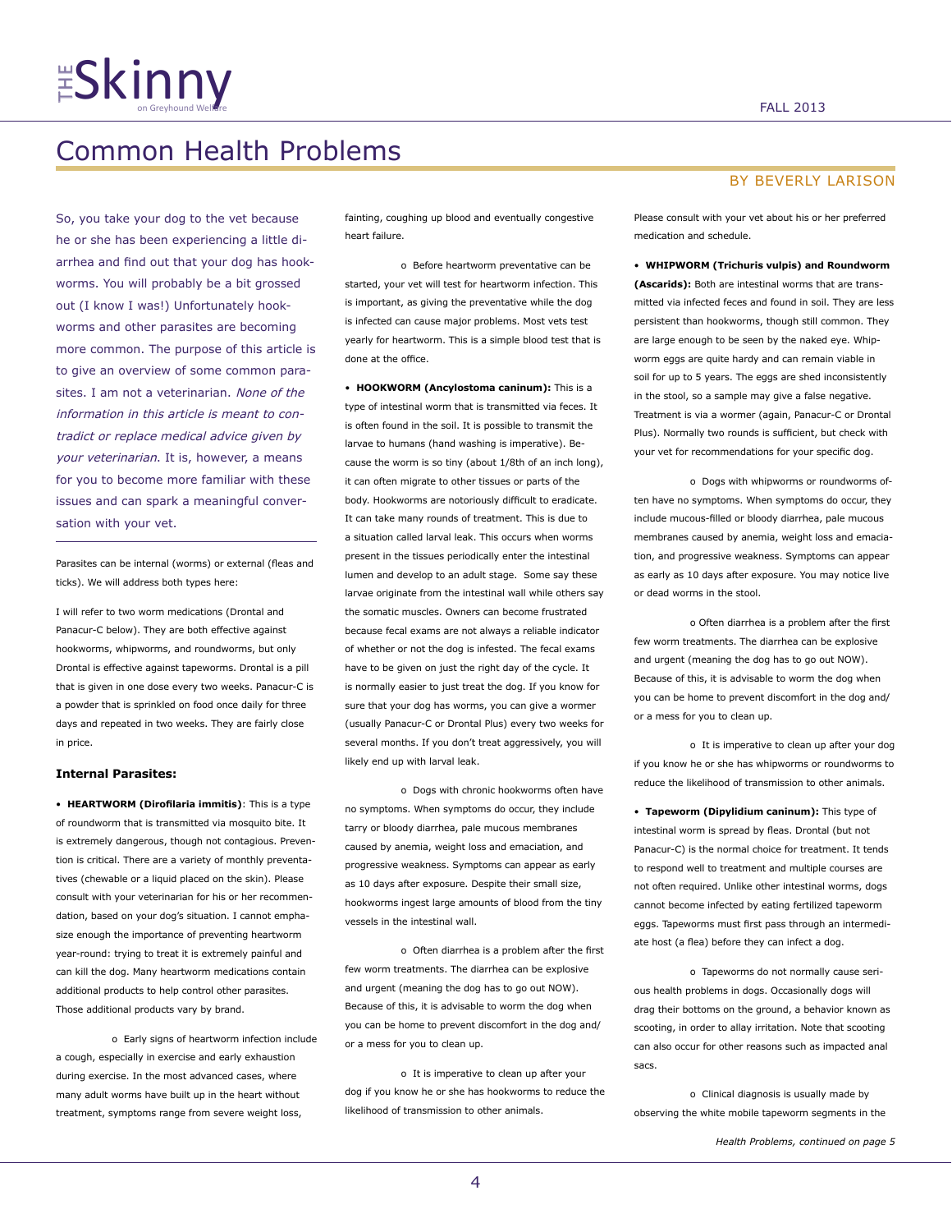# Common Health Problems

BY BEVERLY LARISON

So, you take your dog to the vet because he or she has been experiencing a little diarrhea and find out that your dog has hookworms. You will probably be a bit grossed out (I know I was!) Unfortunately hookworms and other parasites are becoming more common. The purpose of this article is to give an overview of some common parasites. I am not a veterinarian. *None of the information in this article is meant to contradict or replace medical advice given by your veterinarian.* It is, however, a means for you to become more familiar with these issues and can spark a meaningful conversation with your vet.

---

Parasites can be internal (worms) or external (fleas and ticks). We will address both types here:

I will refer to two worm medications (Drontal and Panacur-C below). They are both effective against hookworms, whipworms, and roundworms, but only Drontal is effective against tapeworms. Drontal is a pill that is given in one dose every two weeks. Panacur-C is a powder that is sprinkled on food once daily for three days and repeated in two weeks. They are fairly close in price.

### Internal Parasites:

• **HEARTWORM (Dirofilaria immitis)**: This is a type of roundworm that is transmitted via mosquito bite. It is extremely dangerous, though not contagious. Prevention is critical. There are a variety of monthly preventatives (chewable or a liquid placed on the skin). Please consult with your veterinarian for his or her recommendation, based on your dog's situation. I cannot emphasize enough the importance of preventing heartworm year-round: trying to treat it is extremely painful and can kill the dog. Many heartworm medications contain additional products to help control other parasites. Those additional products vary by brand.

o Early signs of heartworm infection include a cough, especially in exercise and early exhaustion during exercise. In the most advanced cases, where many adult worms have built up in the heart without treatment, symptoms range from severe weight loss, fainting, coughing up blood and eventually congestive heart failure.

o Before heartworm preventative can be started, your vet will test for heartworm infection. This is important, as giving the preventative while the dog is infected can cause major problems. Most vets test yearly for heartworm. This is a simple blood test that is done at the office.

• **HOOKWORM (Ancylostoma caninum):** This is a type of intestinal worm that is transmitted via feces. It is often found in the soil. It is possible to transmit the larvae to humans (hand washing is imperative). Because the worm is so tiny (about 1/8th of an inch long), it can often migrate to other tissues or parts of the body. Hookworms are notoriously difficult to eradicate. It can take many rounds of treatment. This is due to a situation called larval leak. This occurs when worms present in the tissues periodically enter the intestinal lumen and develop to an adult stage. Some say these larvae originate from the intestinal wall while others say the somatic muscles. Owners can become frustrated because fecal exams are not always a reliable indicator of whether or not the dog is infested. The fecal exams have to be given on just the right day of the cycle. It is normally easier to just treat the dog. If you know for sure that your dog has worms, you can give a wormer (usually Panacur-C or Drontal Plus) every two weeks for several months. If you don't treat aggressively, you will likely end up with larval leak.

o Dogs with chronic hookworms often have no symptoms. When symptoms do occur, they include tarry or bloody diarrhea, pale mucous membranes caused by anemia, weight loss and emaciation, and progressive weakness. Symptoms can appear as early as 10 days after exposure. Despite their small size, hookworms ingest large amounts of blood from the tiny vessels in the intestinal wall.

o Often diarrhea is a problem after the first few worm treatments. The diarrhea can be explosive and urgent (meaning the dog has to go out NOW). Because of this, it is advisable to worm the dog when you can be home to prevent discomfort in the dog and/or a mess for you to clean up.

o It is imperative to clean up after your dog if you know he or she has hookworms to reduce the likelihood of transmission to other animals.

Please consult with your vet about his or her preferred medication and schedule.

• **WHIPWORM (Trichuris vulpis) and Roundworm (Ascarids):** Both are intestinal worms that are transmitted via infected feces and found in soil. They are less persistent than hookworms, though still common. They are large enough to be seen by the naked eye. Whipworm eggs are quite hardy and can remain viable in soil for up to 5 years. The eggs are shed inconsistently in the stool, so a sample may give a false negative. Treatment is via a wormer (again, Panacur-C or Drontal Plus). Normally two rounds is sufficient, but check with your vet for recommendations for your specific dog.

o Dogs with whipworms or roundworms often have no symptoms. When symptoms do occur, they include mucous-filled or bloody diarrhea, pale mucous membranes caused by anemia, weight loss and emaciation, and progressive weakness. Symptoms can appear as early as 10 days after exposure. You may notice live or dead worms in the stool.

o Often diarrhea is a problem after the first few worm treatments. The diarrhea can be explosive and urgent (meaning the dog has to go out NOW). Because of this, it is advisable to worm the dog when you can be home to prevent discomfort in the dog and/or a mess for you to clean up.

o It is imperative to clean up after your dog if you know he or she has whipworms or roundworms to reduce the likelihood of transmission to other animals.

• **Tapeworm (Dipylidium caninum):** This type of intestinal worm is spread by fleas. Drontal (but not Panacur-C) is the normal choice for treatment. It tends to respond well to treatment and multiple courses are not often required. Unlike other intestinal worms, dogs cannot become infected by eating fertilized tapeworm eggs. Tapeworms must first pass through an intermediate host (a flea) before they can infect a dog.

o Tapeworms do not normally cause serious health problems in dogs. Occasionally dogs will drag their bottoms on the ground, a behavior known as scooting, in order to allay irritation. Note that scooting can also occur for other reasons such as impacted anal sacs.

o Clinical diagnosis is usually made by observing the white mobile tapeworm segments in the

*Health Problems, continued on page 5*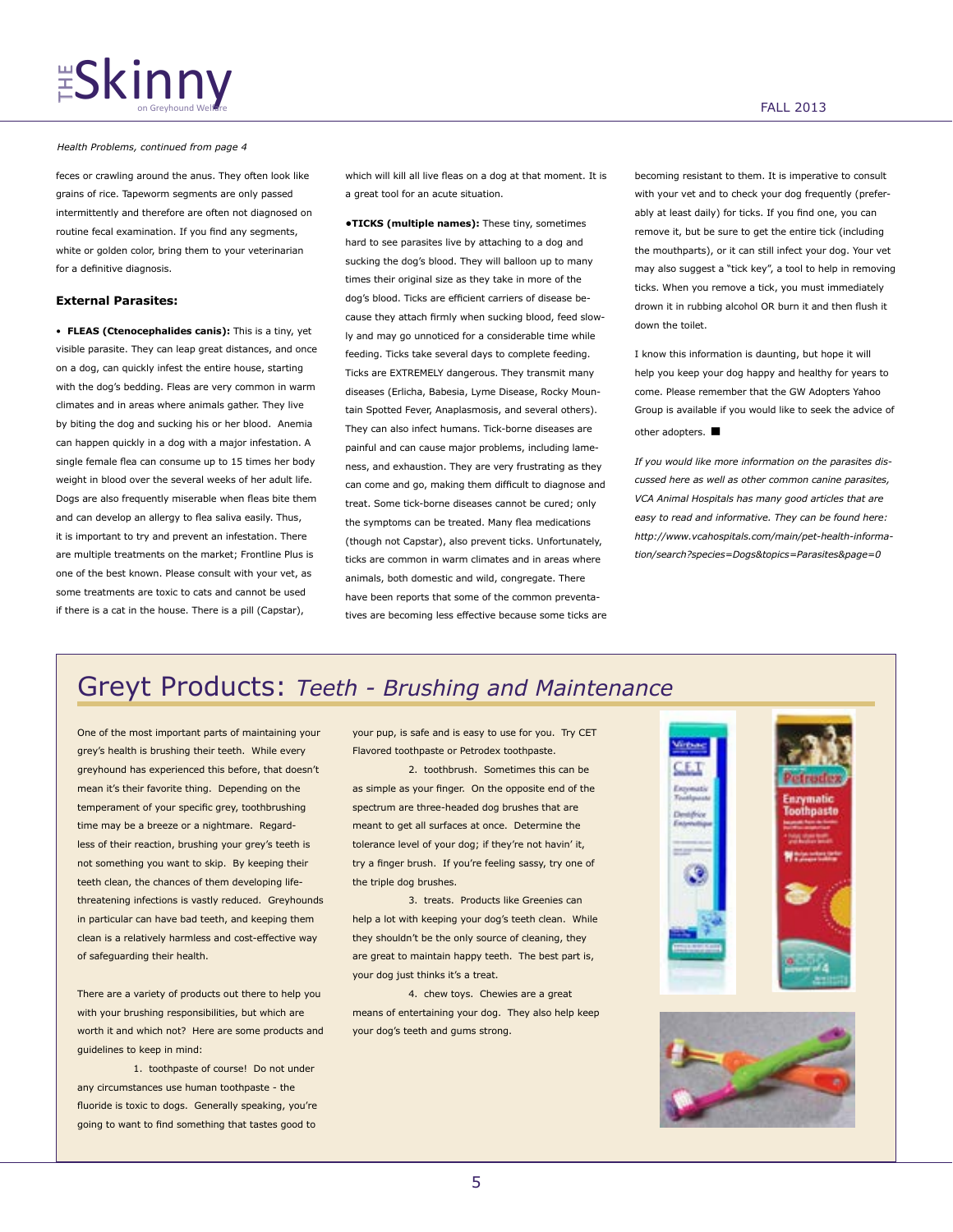*Health Problems, continued from page 4*

feces or crawling around the anus. They often look like grains of rice. Tapeworm segments are only passed intermittently and therefore are often not diagnosed on routine fecal examination. If you find any segments, white or golden color, bring them to your veterinarian for a definitive diagnosis.

### External Parasites:

• **FLEAS (Ctenocephalides canis):** This is a tiny, yet visible parasite. They can leap great distances, and once on a dog, can quickly infest the entire house, starting with the dog's bedding. Fleas are very common in warm climates and in areas where animals gather. They live by biting the dog and sucking his or her blood. Anemia can happen quickly in a dog with a major infestation. A single female flea can consume up to 15 times her body weight in blood over the several weeks of her adult life. Dogs are also frequently miserable when fleas bite them and can develop an allergy to flea saliva easily. Thus, it is important to try and prevent an infestation. There are multiple treatments on the market; Frontline Plus is one of the best known. Please consult with your vet, as some treatments are toxic to cats and cannot be used if there is a cat in the house. There is a pill (Capstar), which will kill all live fleas on a dog at that moment. It is a great tool for an acute situation.

•**TICKS (multiple names):** These tiny, sometimes hard to see parasites live by attaching to a dog and sucking the dog's blood. They will balloon up to many times their original size as they take in more of the dog's blood. Ticks are efficient carriers of disease because they attach firmly when sucking blood, feed slowly and may go unnoticed for a considerable time while feeding. Ticks take several days to complete feeding. Ticks are EXTREMELY dangerous. They transmit many diseases (Erlicha, Babesia, Lyme Disease, Rocky Mountain Spotted Fever, Anaplasmosis, and several others). They can also infect humans. Tick-borne diseases are painful and can cause major problems, including lameness, and exhaustion. They are very frustrating as they can come and go, making them difficult to diagnose and treat. Some tick-borne diseases cannot be cured; only the symptoms can be treated. Many flea medications (though not Capstar), also prevent ticks. Unfortunately, ticks are common in warm climates and in areas where animals, both domestic and wild, congregate. There have been reports that some of the common preventatives are becoming less effective because some ticks are becoming resistant to them. It is imperative to consult with your vet and to check your dog frequently (preferably at least daily) for ticks. If you find one, you can remove it, but be sure to get the entire tick (including the mouthparts), or it can still infect your dog. Your vet may also suggest a "tick key", a tool to help in removing ticks. When you remove a tick, you must immediately drown it in rubbing alcohol OR burn it and then flush it down the toilet.

I know this information is daunting, but hope it will help you keep your dog happy and healthy for years to come. Please remember that the GW Adopters Yahoo Group is available if you would like to seek the advice of other adopters. ■

*If you would like more information on the parasites discussed here as well as other common canine parasites, VCA Animal Hospitals has many good articles that are easy to read and informative. They can be found here: http://www.vcahospitals.com/main/pet-health-information/search?species=Dogs&topics=Parasites&page=0*

## Greyt Products: *Teeth - Brushing and Maintenance*

One of the most important parts of maintaining your grey's health is brushing their teeth. While every greyhound has experienced this before, that doesn't mean it's their favorite thing. Depending on the temperament of your specific grey, toothbrushing time may be a breeze or a nightmare. Regardless of their reaction, brushing your grey's teeth is not something you want to skip. By keeping their teeth clean, the chances of them developing life-threatening infections is vastly reduced. Greyhounds in particular can have bad teeth, and keeping them clean is a relatively harmless and cost-effective way of safeguarding their health.

There are a variety of products out there to help you with your brushing responsibilities, but which are worth it and which not? Here are some products and guidelines to keep in mind:

1. toothpaste of course! Do not under any circumstances use human toothpaste - the fluoride is toxic to dogs. Generally speaking, you're going to want to find something that tastes good to your pup, is safe and is easy to use for you. Try CET Flavored toothpaste or Petrodex toothpaste.

2. toothbrush. Sometimes this can be as simple as your finger. On the opposite end of the spectrum are three-headed dog brushes that are meant to get all surfaces at once. Determine the tolerance level of your dog; if they're not havin' it, try a finger brush. If you're feeling sassy, try one of the triple dog brushes.

3. treats. Products like Greenies can help a lot with keeping your dog's teeth clean. While they shouldn't be the only source of cleaning, they are great to maintain happy teeth. The best part is, your dog just thinks it's a treat.

4. chew toys. Chewies are a great means of entertaining your dog. They also help keep your dog's teeth and gums strong.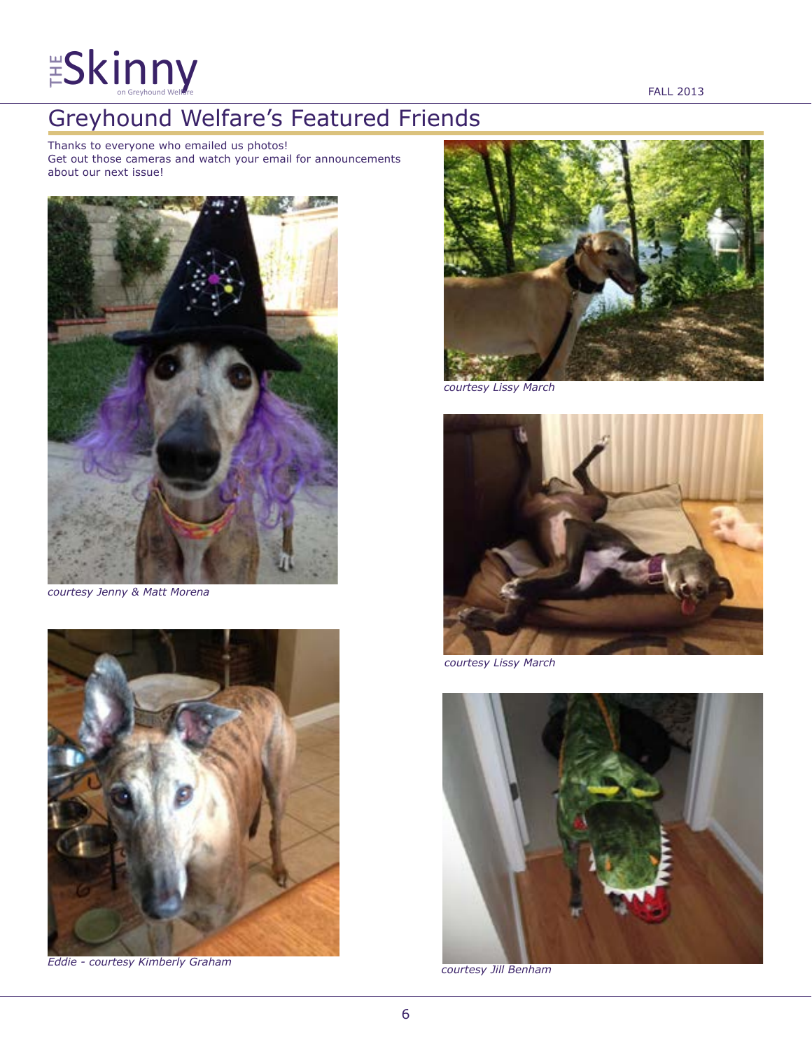# Greyhound Welfare's Featured Friends

Thanks to everyone who emailed us photos!
Get out those cameras and watch your email for announcements about our next issue!

*courtesy Jenny & Matt Morena*

*Eddie - courtesy Kimberly Graham*

*courtesy Lissy March*

*courtesy Lissy March*

*courtesy Jill Benham*